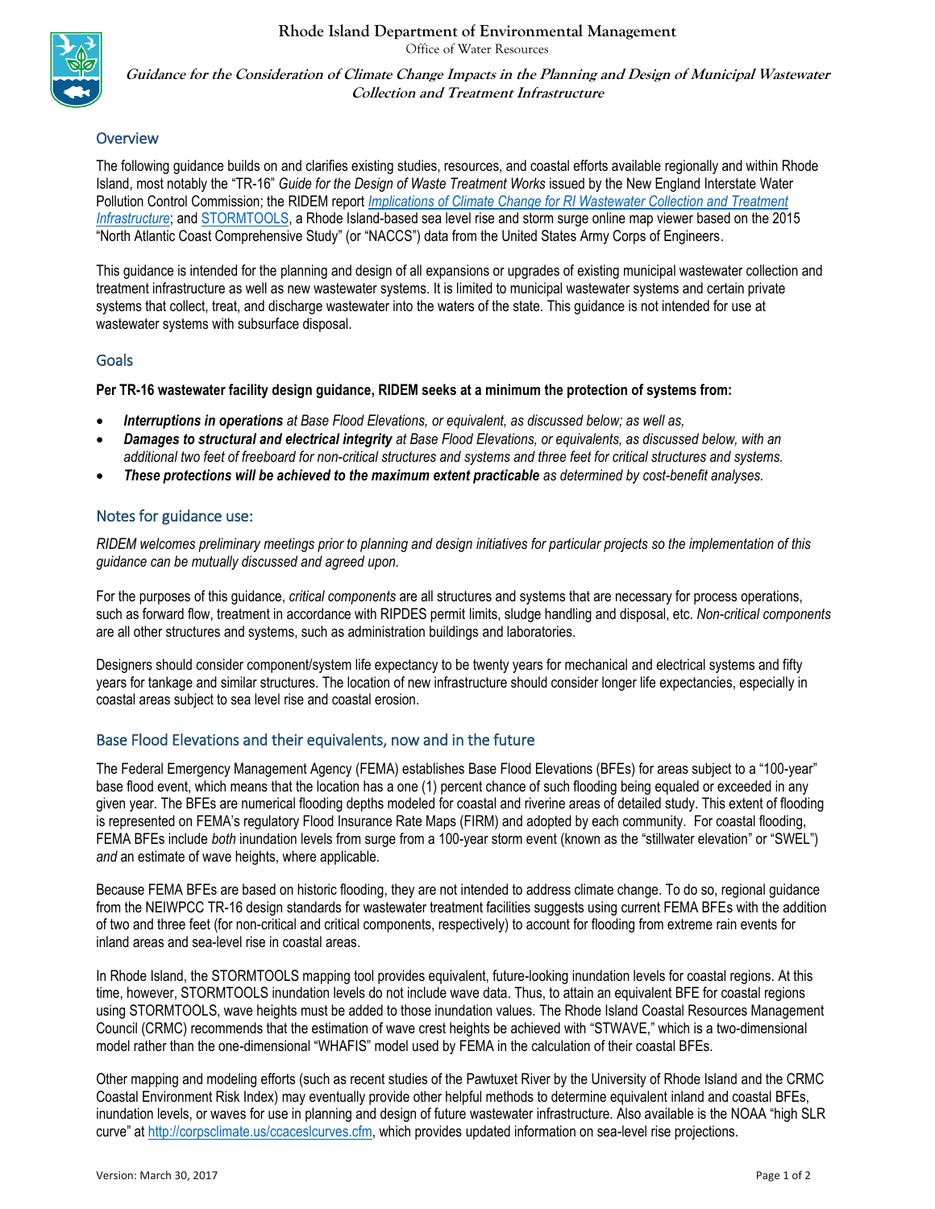# Rhode Island Department of Environmental Management

Office of Water Resources

**Guidance for the Consideration of Climate Change Impacts in the Planning and Design of Municipal Wastewater Collection and Treatment Infrastructure**

## Overview

The following guidance builds on and clarifies existing studies, resources, and coastal efforts available regionally and within Rhode Island, most notably the "TR-16" *Guide for the Design of Waste Treatment Works* issued by the New England Interstate Water Pollution Control Commission; the RIDEM report *Implications of Climate Change for RI Wastewater Collection and Treatment Infrastructure*; and STORMTOOLS, a Rhode Island-based sea level rise and storm surge online map viewer based on the 2015 "North Atlantic Coast Comprehensive Study" (or "NACCS") data from the United States Army Corps of Engineers.

This guidance is intended for the planning and design of all expansions or upgrades of existing municipal wastewater collection and treatment infrastructure as well as new wastewater systems. It is limited to municipal wastewater systems and certain private systems that collect, treat, and discharge wastewater into the waters of the state. This guidance is not intended for use at wastewater systems with subsurface disposal.

## Goals

**Per TR-16 wastewater facility design guidance, RIDEM seeks at a minimum the protection of systems from:**

- ***Interruptions in operations*** *at Base Flood Elevations, or equivalent, as discussed below; as well as,*
- ***Damages to structural and electrical integrity*** *at Base Flood Elevations, or equivalents, as discussed below, with an additional two feet of freeboard for non-critical structures and systems and three feet for critical structures and systems.*
- ***These protections will be achieved to the maximum extent practicable*** *as determined by cost-benefit analyses.*

## Notes for guidance use:

*RIDEM welcomes preliminary meetings prior to planning and design initiatives for particular projects so the implementation of this guidance can be mutually discussed and agreed upon.*

For the purposes of this guidance, *critical components* are all structures and systems that are necessary for process operations, such as forward flow, treatment in accordance with RIPDES permit limits, sludge handling and disposal, etc. *Non-critical components* are all other structures and systems, such as administration buildings and laboratories.

Designers should consider component/system life expectancy to be twenty years for mechanical and electrical systems and fifty years for tankage and similar structures. The location of new infrastructure should consider longer life expectancies, especially in coastal areas subject to sea level rise and coastal erosion.

## Base Flood Elevations and their equivalents, now and in the future

The Federal Emergency Management Agency (FEMA) establishes Base Flood Elevations (BFEs) for areas subject to a "100-year" base flood event, which means that the location has a one (1) percent chance of such flooding being equaled or exceeded in any given year. The BFEs are numerical flooding depths modeled for coastal and riverine areas of detailed study. This extent of flooding is represented on FEMA's regulatory Flood Insurance Rate Maps (FIRM) and adopted by each community. For coastal flooding, FEMA BFEs include *both* inundation levels from surge from a 100-year storm event (known as the "stillwater elevation" or "SWEL") *and* an estimate of wave heights, where applicable.

Because FEMA BFEs are based on historic flooding, they are not intended to address climate change. To do so, regional guidance from the NEIWPCC TR-16 design standards for wastewater treatment facilities suggests using current FEMA BFEs with the addition of two and three feet (for non-critical and critical components, respectively) to account for flooding from extreme rain events for inland areas and sea-level rise in coastal areas.

In Rhode Island, the STORMTOOLS mapping tool provides equivalent, future-looking inundation levels for coastal regions. At this time, however, STORMTOOLS inundation levels do not include wave data. Thus, to attain an equivalent BFE for coastal regions using STORMTOOLS, wave heights must be added to those inundation values. The Rhode Island Coastal Resources Management Council (CRMC) recommends that the estimation of wave crest heights be achieved with "STWAVE," which is a two-dimensional model rather than the one-dimensional "WHAFIS" model used by FEMA in the calculation of their coastal BFEs.

Other mapping and modeling efforts (such as recent studies of the Pawtuxet River by the University of Rhode Island and the CRMC Coastal Environment Risk Index) may eventually provide other helpful methods to determine equivalent inland and coastal BFEs, inundation levels, or waves for use in planning and design of future wastewater infrastructure. Also available is the NOAA "high SLR curve" at http://corpsclimate.us/ccaceslcurves.cfm, which provides updated information on sea-level rise projections.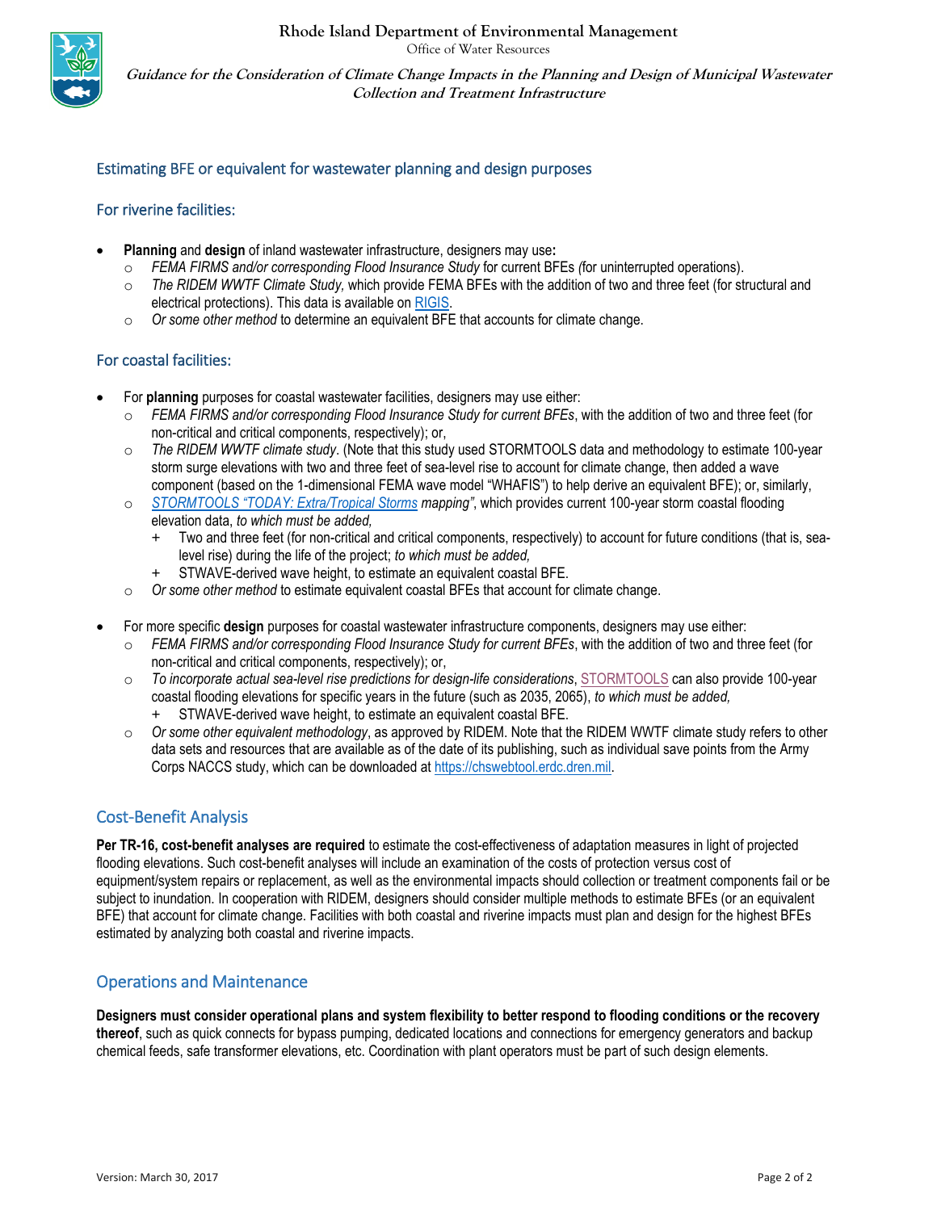## Estimating BFE or equivalent for wastewater planning and design purposes

### For riverine facilities:

- **Planning** and **design** of inland wastewater infrastructure, designers may use**:**
  - *FEMA FIRMS and/or corresponding Flood Insurance Study* for current BFEs *(*for uninterrupted operations).
  - *The RIDEM WWTF Climate Study,* which provide FEMA BFEs with the addition of two and three feet (for structural and electrical protections). This data is available on RIGIS.
  - *Or some other method* to determine an equivalent BFE that accounts for climate change.

### For coastal facilities:

- For **planning** purposes for coastal wastewater facilities, designers may use either:
  - *FEMA FIRMS and/or corresponding Flood Insurance Study for current BFEs*, with the addition of two and three feet (for non-critical and critical components, respectively); or,
  - *The RIDEM WWTF climate study*. (Note that this study used STORMTOOLS data and methodology to estimate 100-year storm surge elevations with two and three feet of sea-level rise to account for climate change, then added a wave component (based on the 1-dimensional FEMA wave model "WHAFIS") to help derive an equivalent BFE); or, similarly,
  - *STORMTOOLS "TODAY: Extra/Tropical Storms mapping"*, which provides current 100-year storm coastal flooding elevation data, *to which must be added,*
    - + Two and three feet (for non-critical and critical components, respectively) to account for future conditions (that is, sea-level rise) during the life of the project; *to which must be added,*
    - + STWAVE-derived wave height, to estimate an equivalent coastal BFE.
  - *Or some other method* to estimate equivalent coastal BFEs that account for climate change.

- For more specific **design** purposes for coastal wastewater infrastructure components, designers may use either:
  - *FEMA FIRMS and/or corresponding Flood Insurance Study for current BFEs*, with the addition of two and three feet (for non-critical and critical components, respectively); or,
  - *To incorporate actual sea-level rise predictions for design-life considerations*, STORMTOOLS can also provide 100-year coastal flooding elevations for specific years in the future (such as 2035, 2065), *to which must be added,*
    - + STWAVE-derived wave height, to estimate an equivalent coastal BFE.
  - *Or some other equivalent methodology*, as approved by RIDEM. Note that the RIDEM WWTF climate study refers to other data sets and resources that are available as of the date of its publishing, such as individual save points from the Army Corps NACCS study, which can be downloaded at https://chswebtool.erdc.dren.mil.

## Cost-Benefit Analysis

**Per TR-16, cost-benefit analyses are required** to estimate the cost-effectiveness of adaptation measures in light of projected flooding elevations. Such cost-benefit analyses will include an examination of the costs of protection versus cost of equipment/system repairs or replacement, as well as the environmental impacts should collection or treatment components fail or be subject to inundation. In cooperation with RIDEM, designers should consider multiple methods to estimate BFEs (or an equivalent BFE) that account for climate change. Facilities with both coastal and riverine impacts must plan and design for the highest BFEs estimated by analyzing both coastal and riverine impacts.

## Operations and Maintenance

**Designers must consider operational plans and system flexibility to better respond to flooding conditions or the recovery thereof**, such as quick connects for bypass pumping, dedicated locations and connections for emergency generators and backup chemical feeds, safe transformer elevations, etc. Coordination with plant operators must be part of such design elements.